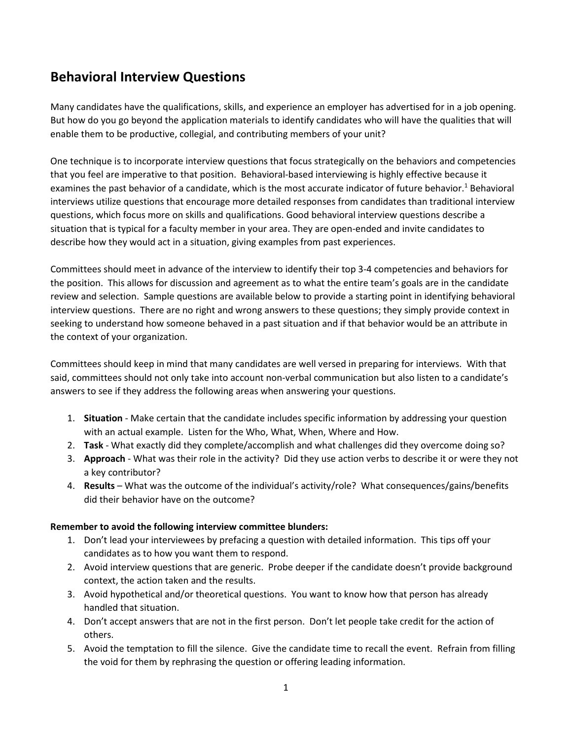# Behavioral Interview Questions

Many candidates have the qualifications, skills, and experience an employer has advertised for in a job opening. But how do you go beyond the application materials to identify candidates who will have the qualities that will enable them to be productive, collegial, and contributing members of your unit?

One technique is to incorporate interview questions that focus strategically on the behaviors and competencies that you feel are imperative to that position. Behavioral-based interviewing is highly effective because it examines the past behavior of a candidate, which is the most accurate indicator of future behavior.[1] Behavioral interviews utilize questions that encourage more detailed responses from candidates than traditional interview questions, which focus more on skills and qualifications. Good behavioral interview questions describe a situation that is typical for a faculty member in your area. They are open-ended and invite candidates to describe how they would act in a situation, giving examples from past experiences.

Committees should meet in advance of the interview to identify their top 3-4 competencies and behaviors for the position. This allows for discussion and agreement as to what the entire team's goals are in the candidate review and selection. Sample questions are available below to provide a starting point in identifying behavioral interview questions. There are no right and wrong answers to these questions; they simply provide context in seeking to understand how someone behaved in a past situation and if that behavior would be an attribute in the context of your organization.

Committees should keep in mind that many candidates are well versed in preparing for interviews. With that said, committees should not only take into account non-verbal communication but also listen to a candidate's answers to see if they address the following areas when answering your questions.

1. **Situation** - Make certain that the candidate includes specific information by addressing your question with an actual example. Listen for the Who, What, When, Where and How.
2. **Task** - What exactly did they complete/accomplish and what challenges did they overcome doing so?
3. **Approach** - What was their role in the activity? Did they use action verbs to describe it or were they not a key contributor?
4. **Results** – What was the outcome of the individual's activity/role? What consequences/gains/benefits did their behavior have on the outcome?

**Remember to avoid the following interview committee blunders:**

1. Don't lead your interviewees by prefacing a question with detailed information. This tips off your candidates as to how you want them to respond.
2. Avoid interview questions that are generic. Probe deeper if the candidate doesn't provide background context, the action taken and the results.
3. Avoid hypothetical and/or theoretical questions. You want to know how that person has already handled that situation.
4. Don't accept answers that are not in the first person. Don't let people take credit for the action of others.
5. Avoid the temptation to fill the silence. Give the candidate time to recall the event. Refrain from filling the void for them by rephrasing the question or offering leading information.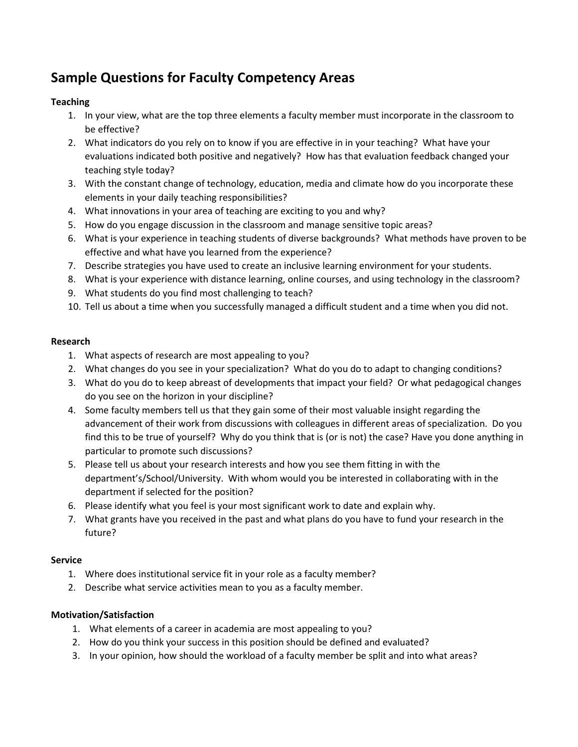# Sample Questions for Faculty Competency Areas

**Teaching**

1. In your view, what are the top three elements a faculty member must incorporate in the classroom to be effective?
2. What indicators do you rely on to know if you are effective in in your teaching? What have your evaluations indicated both positive and negatively? How has that evaluation feedback changed your teaching style today?
3. With the constant change of technology, education, media and climate how do you incorporate these elements in your daily teaching responsibilities?
4. What innovations in your area of teaching are exciting to you and why?
5. How do you engage discussion in the classroom and manage sensitive topic areas?
6. What is your experience in teaching students of diverse backgrounds? What methods have proven to be effective and what have you learned from the experience?
7. Describe strategies you have used to create an inclusive learning environment for your students.
8. What is your experience with distance learning, online courses, and using technology in the classroom?
9. What students do you find most challenging to teach?
10. Tell us about a time when you successfully managed a difficult student and a time when you did not.

**Research**

1. What aspects of research are most appealing to you?
2. What changes do you see in your specialization? What do you do to adapt to changing conditions?
3. What do you do to keep abreast of developments that impact your field? Or what pedagogical changes do you see on the horizon in your discipline?
4. Some faculty members tell us that they gain some of their most valuable insight regarding the advancement of their work from discussions with colleagues in different areas of specialization. Do you find this to be true of yourself? Why do you think that is (or is not) the case? Have you done anything in particular to promote such discussions?
5. Please tell us about your research interests and how you see them fitting in with the department's/School/University. With whom would you be interested in collaborating with in the department if selected for the position?
6. Please identify what you feel is your most significant work to date and explain why.
7. What grants have you received in the past and what plans do you have to fund your research in the future?

**Service**

1. Where does institutional service fit in your role as a faculty member?
2. Describe what service activities mean to you as a faculty member.

**Motivation/Satisfaction**

1. What elements of a career in academia are most appealing to you?
2. How do you think your success in this position should be defined and evaluated?
3. In your opinion, how should the workload of a faculty member be split and into what areas?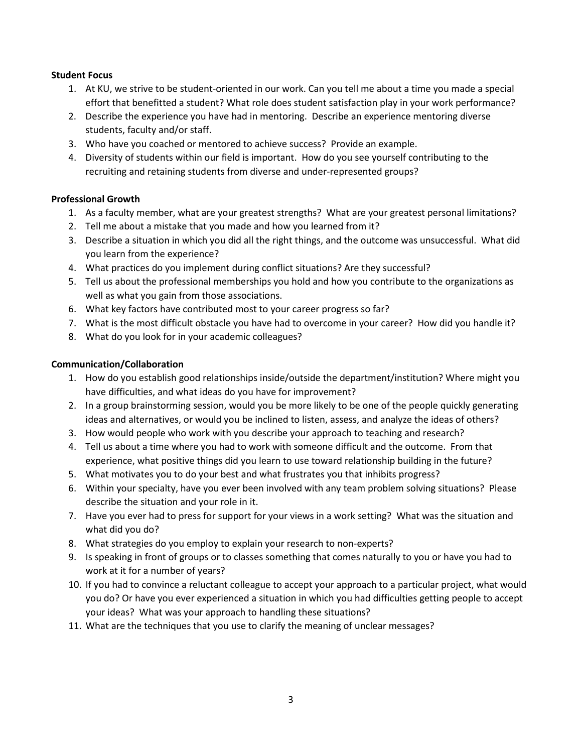**Student Focus**

1. At KU, we strive to be student-oriented in our work. Can you tell me about a time you made a special effort that benefitted a student? What role does student satisfaction play in your work performance?
2. Describe the experience you have had in mentoring. Describe an experience mentoring diverse students, faculty and/or staff.
3. Who have you coached or mentored to achieve success? Provide an example.
4. Diversity of students within our field is important. How do you see yourself contributing to the recruiting and retaining students from diverse and under-represented groups?

**Professional Growth**

1. As a faculty member, what are your greatest strengths? What are your greatest personal limitations?
2. Tell me about a mistake that you made and how you learned from it?
3. Describe a situation in which you did all the right things, and the outcome was unsuccessful. What did you learn from the experience?
4. What practices do you implement during conflict situations? Are they successful?
5. Tell us about the professional memberships you hold and how you contribute to the organizations as well as what you gain from those associations.
6. What key factors have contributed most to your career progress so far?
7. What is the most difficult obstacle you have had to overcome in your career? How did you handle it?
8. What do you look for in your academic colleagues?

**Communication/Collaboration**

1. How do you establish good relationships inside/outside the department/institution? Where might you have difficulties, and what ideas do you have for improvement?
2. In a group brainstorming session, would you be more likely to be one of the people quickly generating ideas and alternatives, or would you be inclined to listen, assess, and analyze the ideas of others?
3. How would people who work with you describe your approach to teaching and research?
4. Tell us about a time where you had to work with someone difficult and the outcome. From that experience, what positive things did you learn to use toward relationship building in the future?
5. What motivates you to do your best and what frustrates you that inhibits progress?
6. Within your specialty, have you ever been involved with any team problem solving situations? Please describe the situation and your role in it.
7. Have you ever had to press for support for your views in a work setting? What was the situation and what did you do?
8. What strategies do you employ to explain your research to non-experts?
9. Is speaking in front of groups or to classes something that comes naturally to you or have you had to work at it for a number of years?
10. If you had to convince a reluctant colleague to accept your approach to a particular project, what would you do? Or have you ever experienced a situation in which you had difficulties getting people to accept your ideas? What was your approach to handling these situations?
11. What are the techniques that you use to clarify the meaning of unclear messages?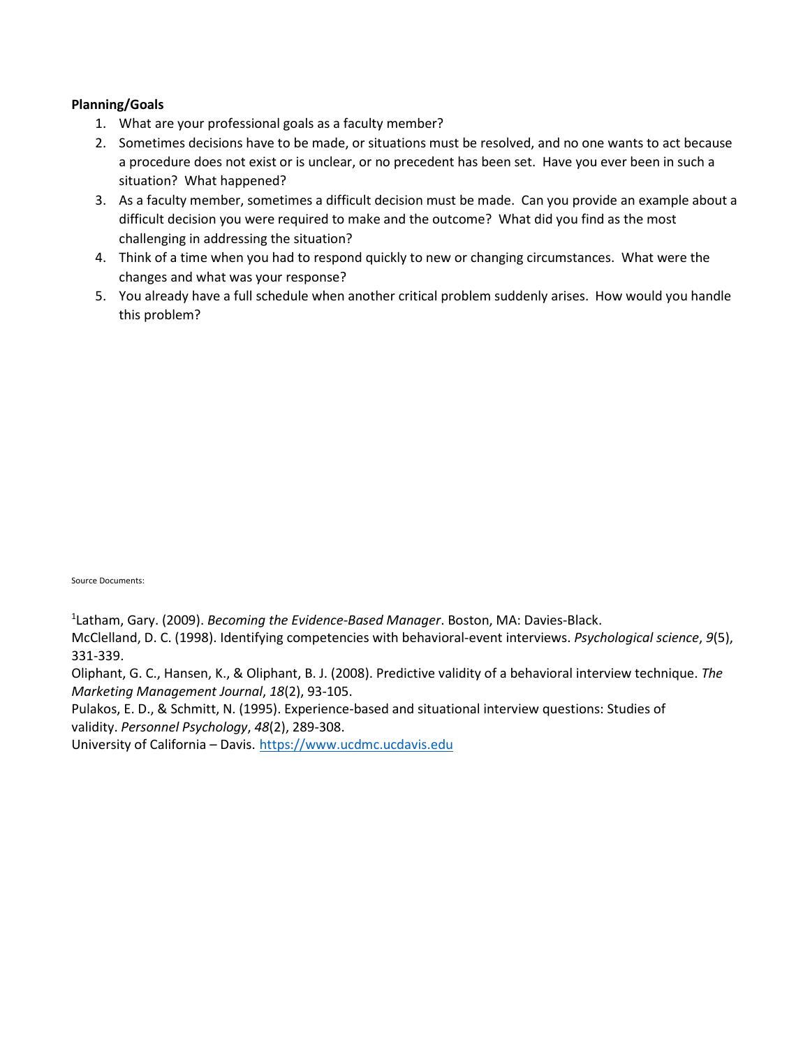**Planning/Goals**

1. What are your professional goals as a faculty member?
2. Sometimes decisions have to be made, or situations must be resolved, and no one wants to act because a procedure does not exist or is unclear, or no precedent has been set. Have you ever been in such a situation? What happened?
3. As a faculty member, sometimes a difficult decision must be made. Can you provide an example about a difficult decision you were required to make and the outcome? What did you find as the most challenging in addressing the situation?
4. Think of a time when you had to respond quickly to new or changing circumstances. What were the changes and what was your response?
5. You already have a full schedule when another critical problem suddenly arises. How would you handle this problem?

Source Documents:

[1]Latham, Gary. (2009). *Becoming the Evidence-Based Manager*. Boston, MA: Davies-Black.
McClelland, D. C. (1998). Identifying competencies with behavioral-event interviews. *Psychological science*, *9*(5), 331-339.
Oliphant, G. C., Hansen, K., & Oliphant, B. J. (2008). Predictive validity of a behavioral interview technique. *The Marketing Management Journal*, *18*(2), 93-105.
Pulakos, E. D., & Schmitt, N. (1995). Experience-based and situational interview questions: Studies of validity. *Personnel Psychology*, *48*(2), 289-308.
University of California – Davis. https://www.ucdmc.ucdavis.edu